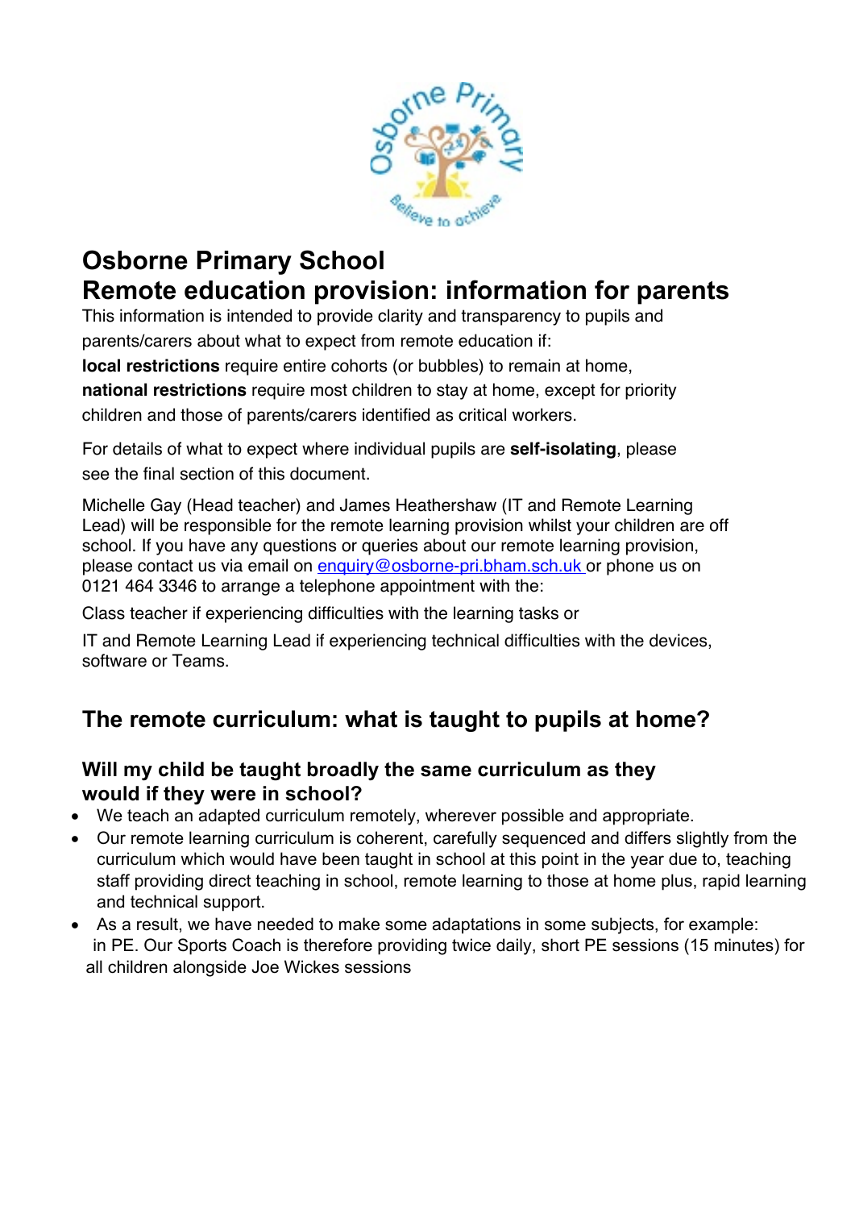# Osborne Primary School
# Remote education provision: information for parents

This information is intended to provide clarity and transparency to pupils and parents/carers about what to expect from remote education if:

**local restrictions** require entire cohorts (or bubbles) to remain at home,

**national restrictions** require most children to stay at home, except for priority children and those of parents/carers identified as critical workers.

For details of what to expect where individual pupils are **self-isolating**, please see the final section of this document.

Michelle Gay (Head teacher) and James Heathershaw (IT and Remote Learning Lead) will be responsible for the remote learning provision whilst your children are off school. If you have any questions or queries about our remote learning provision, please contact us via email on enquiry@osborne-pri.bham.sch.uk or phone us on 0121 464 3346 to arrange a telephone appointment with the:

Class teacher if experiencing difficulties with the learning tasks or

IT and Remote Learning Lead if experiencing technical difficulties with the devices, software or Teams.

## The remote curriculum: what is taught to pupils at home?

### Will my child be taught broadly the same curriculum as they would if they were in school?

- We teach an adapted curriculum remotely, wherever possible and appropriate.
- Our remote learning curriculum is coherent, carefully sequenced and differs slightly from the curriculum which would have been taught in school at this point in the year due to, teaching staff providing direct teaching in school, remote learning to those at home plus, rapid learning and technical support.
- As a result, we have needed to make some adaptations in some subjects, for example: in PE. Our Sports Coach is therefore providing twice daily, short PE sessions (15 minutes) for all children alongside Joe Wickes sessions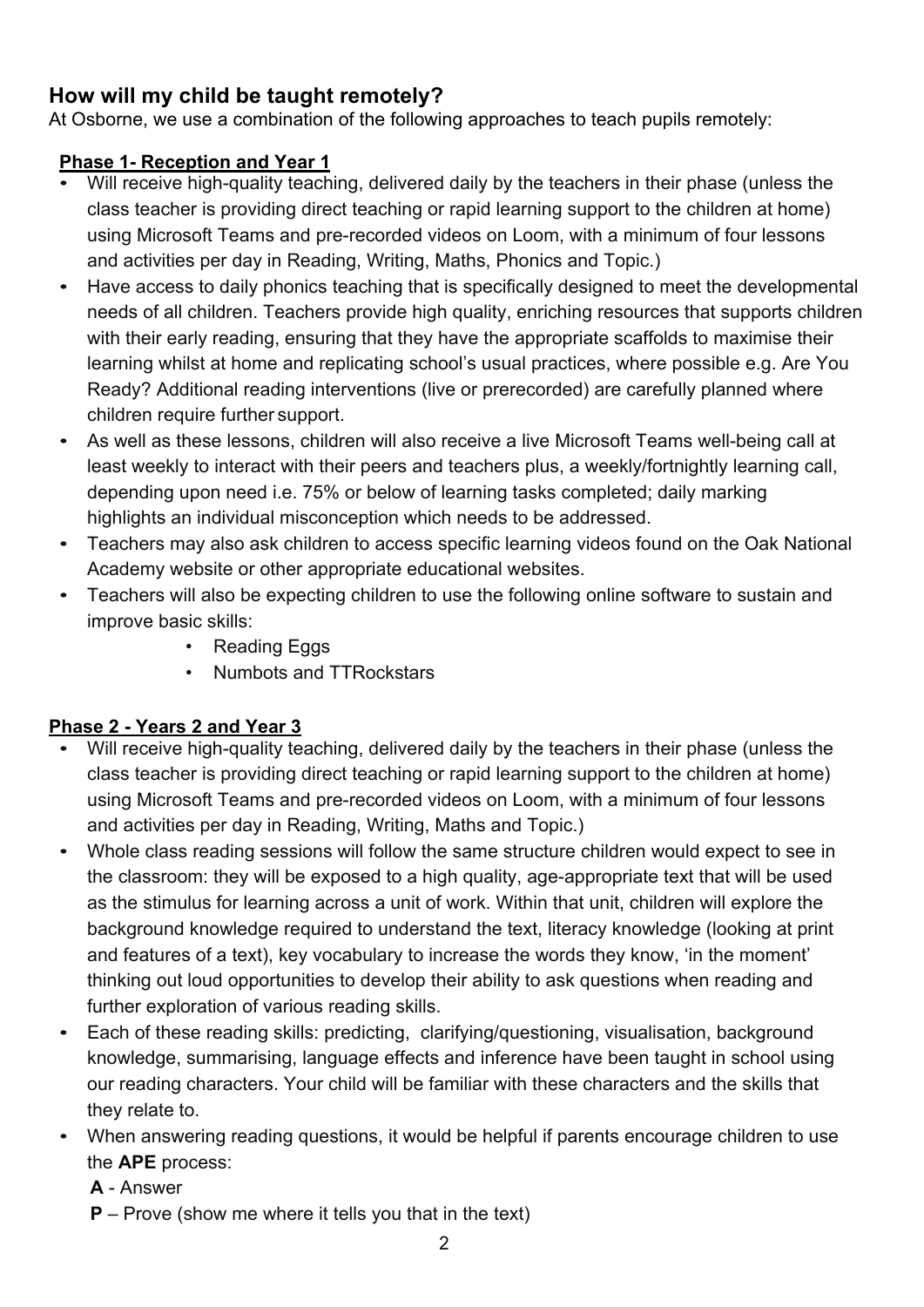## How will my child be taught remotely?

At Osborne, we use a combination of the following approaches to teach pupils remotely:

### Phase 1- Reception and Year 1

- Will receive high-quality teaching, delivered daily by the teachers in their phase (unless the class teacher is providing direct teaching or rapid learning support to the children at home) using Microsoft Teams and pre-recorded videos on Loom, with a minimum of four lessons and activities per day in Reading, Writing, Maths, Phonics and Topic.)
- Have access to daily phonics teaching that is specifically designed to meet the developmental needs of all children. Teachers provide high quality, enriching resources that supports children with their early reading, ensuring that they have the appropriate scaffolds to maximise their learning whilst at home and replicating school's usual practices, where possible e.g. Are You Ready? Additional reading interventions (live or prerecorded) are carefully planned where children require further support.
- As well as these lessons, children will also receive a live Microsoft Teams well-being call at least weekly to interact with their peers and teachers plus, a weekly/fortnightly learning call, depending upon need i.e. 75% or below of learning tasks completed; daily marking highlights an individual misconception which needs to be addressed.
- Teachers may also ask children to access specific learning videos found on the Oak National Academy website or other appropriate educational websites.
- Teachers will also be expecting children to use the following online software to sustain and improve basic skills:
  - Reading Eggs
  - Numbots and TTRockstars

### Phase 2 - Years 2 and Year 3

- Will receive high-quality teaching, delivered daily by the teachers in their phase (unless the class teacher is providing direct teaching or rapid learning support to the children at home) using Microsoft Teams and pre-recorded videos on Loom, with a minimum of four lessons and activities per day in Reading, Writing, Maths and Topic.)
- Whole class reading sessions will follow the same structure children would expect to see in the classroom: they will be exposed to a high quality, age-appropriate text that will be used as the stimulus for learning across a unit of work. Within that unit, children will explore the background knowledge required to understand the text, literacy knowledge (looking at print and features of a text), key vocabulary to increase the words they know, 'in the moment' thinking out loud opportunities to develop their ability to ask questions when reading and further exploration of various reading skills.
- Each of these reading skills: predicting, clarifying/questioning, visualisation, background knowledge, summarising, language effects and inference have been taught in school using our reading characters. Your child will be familiar with these characters and the skills that they relate to.
- When answering reading questions, it would be helpful if parents encourage children to use the **APE** process:

  **A** - Answer

  **P** – Prove (show me where it tells you that in the text)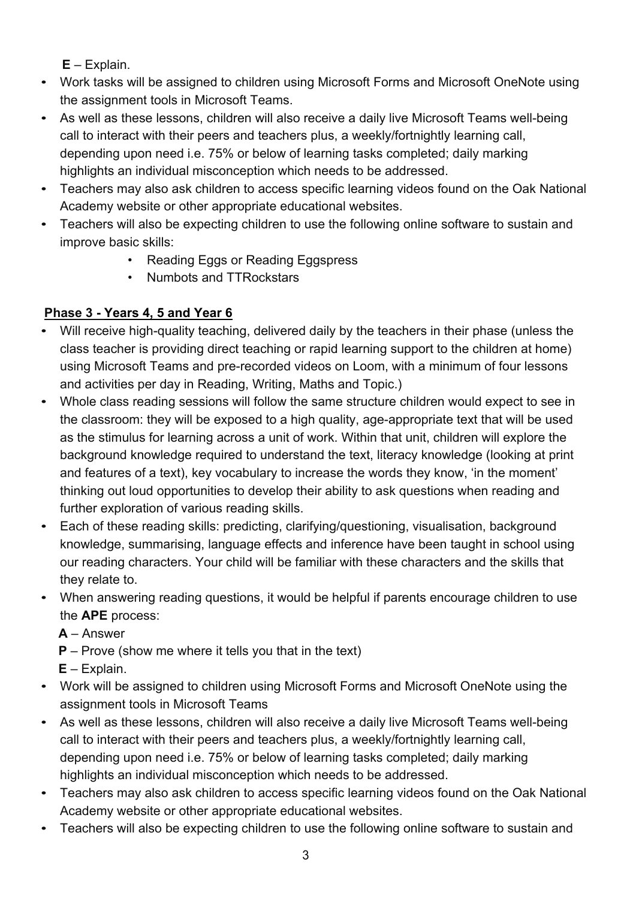**E** – Explain.

- Work tasks will be assigned to children using Microsoft Forms and Microsoft OneNote using the assignment tools in Microsoft Teams.
- As well as these lessons, children will also receive a daily live Microsoft Teams well-being call to interact with their peers and teachers plus, a weekly/fortnightly learning call, depending upon need i.e. 75% or below of learning tasks completed; daily marking highlights an individual misconception which needs to be addressed.
- Teachers may also ask children to access specific learning videos found on the Oak National Academy website or other appropriate educational websites.
- Teachers will also be expecting children to use the following online software to sustain and improve basic skills:
    - Reading Eggs or Reading Eggspress
    - Numbots and TTRockstars

**Phase 3 - Years 4, 5 and Year 6**

- Will receive high-quality teaching, delivered daily by the teachers in their phase (unless the class teacher is providing direct teaching or rapid learning support to the children at home) using Microsoft Teams and pre-recorded videos on Loom, with a minimum of four lessons and activities per day in Reading, Writing, Maths and Topic.)
- Whole class reading sessions will follow the same structure children would expect to see in the classroom: they will be exposed to a high quality, age-appropriate text that will be used as the stimulus for learning across a unit of work. Within that unit, children will explore the background knowledge required to understand the text, literacy knowledge (looking at print and features of a text), key vocabulary to increase the words they know, 'in the moment' thinking out loud opportunities to develop their ability to ask questions when reading and further exploration of various reading skills.
- Each of these reading skills: predicting, clarifying/questioning, visualisation, background knowledge, summarising, language effects and inference have been taught in school using our reading characters. Your child will be familiar with these characters and the skills that they relate to.
- When answering reading questions, it would be helpful if parents encourage children to use the **APE** process:

  **A** – Answer
  **P** – Prove (show me where it tells you that in the text)
  **E** – Explain.
- Work will be assigned to children using Microsoft Forms and Microsoft OneNote using the assignment tools in Microsoft Teams
- As well as these lessons, children will also receive a daily live Microsoft Teams well-being call to interact with their peers and teachers plus, a weekly/fortnightly learning call, depending upon need i.e. 75% or below of learning tasks completed; daily marking highlights an individual misconception which needs to be addressed.
- Teachers may also ask children to access specific learning videos found on the Oak National Academy website or other appropriate educational websites.
- Teachers will also be expecting children to use the following online software to sustain and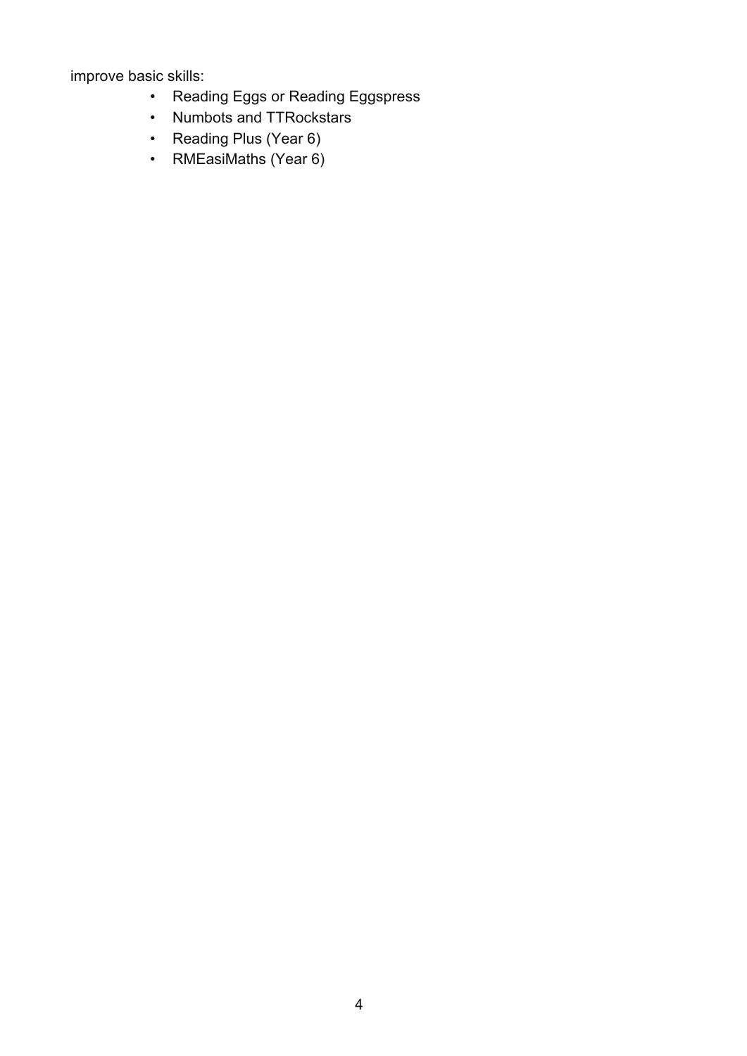improve basic skills:

- Reading Eggs or Reading Eggspress
- Numbots and TTRockstars
- Reading Plus (Year 6)
- RMEasiMaths (Year 6)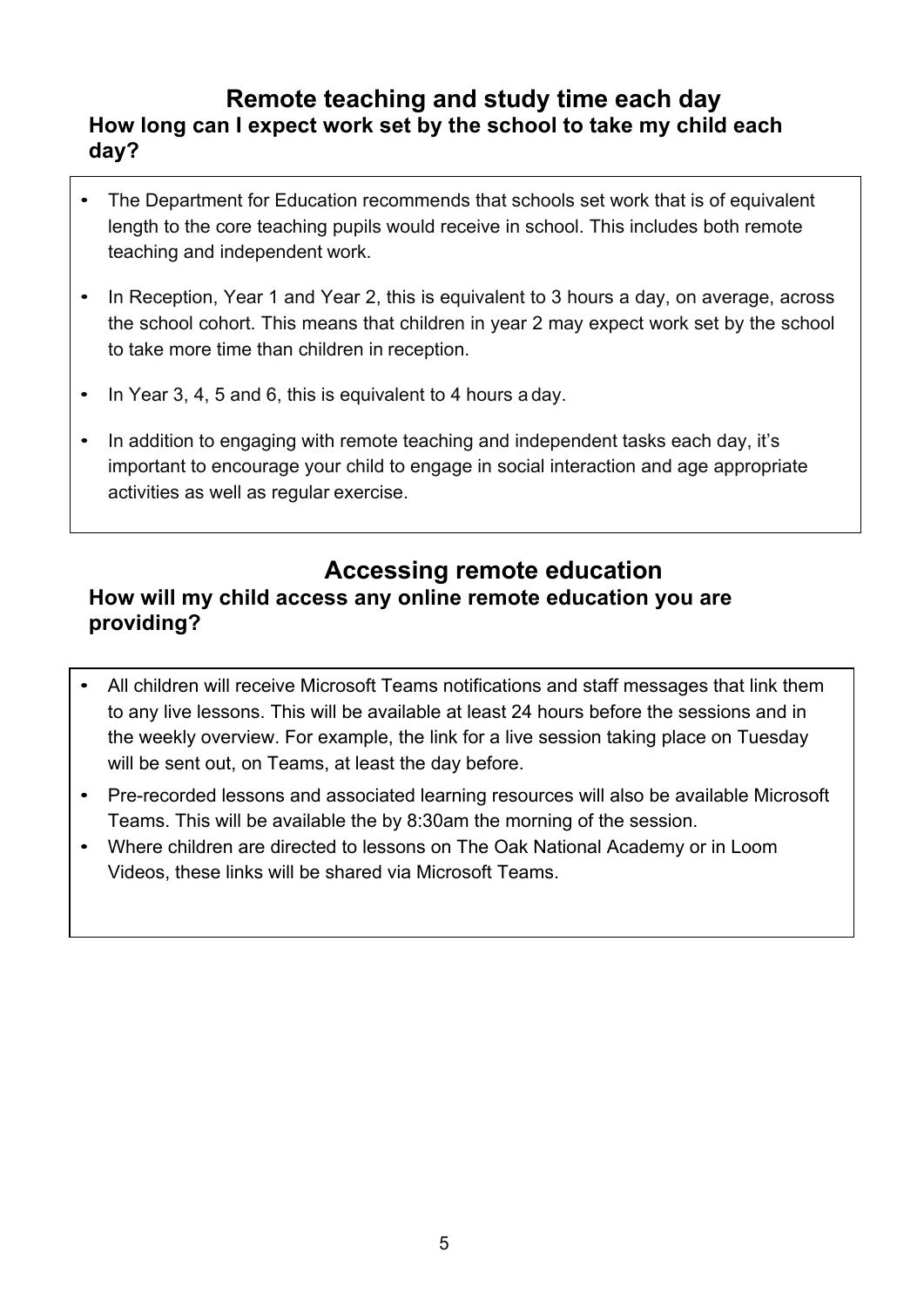## Remote teaching and study time each day

### How long can I expect work set by the school to take my child each day?

- The Department for Education recommends that schools set work that is of equivalent length to the core teaching pupils would receive in school. This includes both remote teaching and independent work.
- In Reception, Year 1 and Year 2, this is equivalent to 3 hours a day, on average, across the school cohort. This means that children in year 2 may expect work set by the school to take more time than children in reception.
- In Year 3, 4, 5 and 6, this is equivalent to 4 hours a day.
- In addition to engaging with remote teaching and independent tasks each day, it's important to encourage your child to engage in social interaction and age appropriate activities as well as regular exercise.

## Accessing remote education

### How will my child access any online remote education you are providing?

- All children will receive Microsoft Teams notifications and staff messages that link them to any live lessons. This will be available at least 24 hours before the sessions and in the weekly overview. For example, the link for a live session taking place on Tuesday will be sent out, on Teams, at least the day before.
- Pre-recorded lessons and associated learning resources will also be available Microsoft Teams. This will be available the by 8:30am the morning of the session.
- Where children are directed to lessons on The Oak National Academy or in Loom Videos, these links will be shared via Microsoft Teams.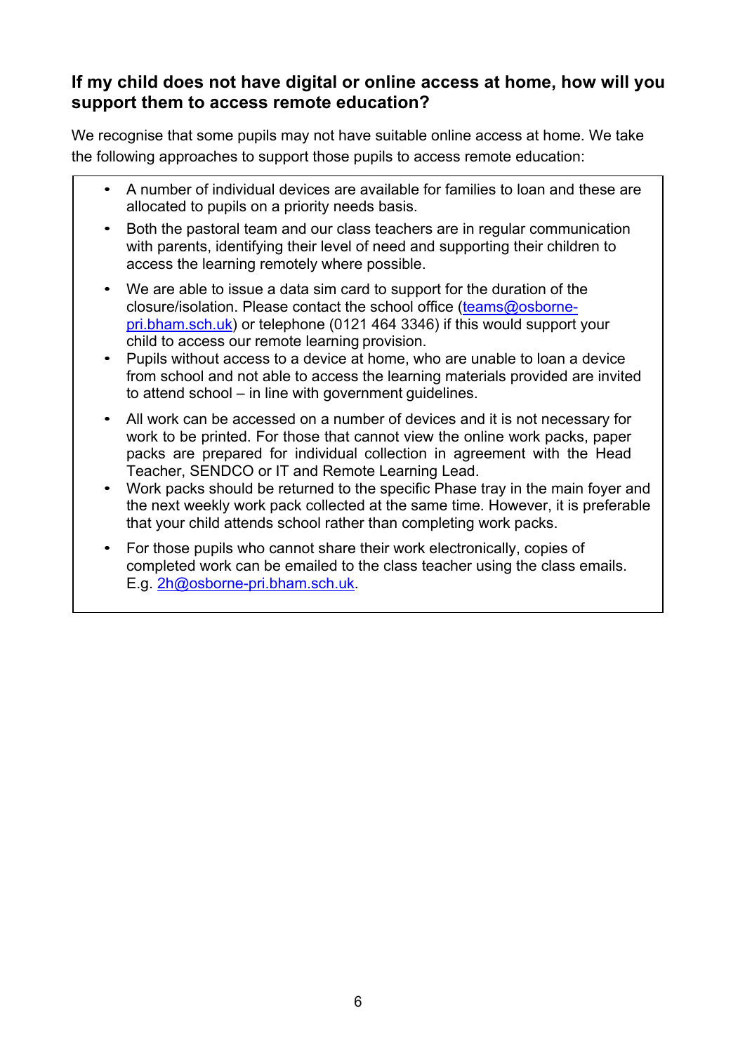### If my child does not have digital or online access at home, how will you support them to access remote education?

We recognise that some pupils may not have suitable online access at home. We take the following approaches to support those pupils to access remote education:

- A number of individual devices are available for families to loan and these are allocated to pupils on a priority needs basis.
- Both the pastoral team and our class teachers are in regular communication with parents, identifying their level of need and supporting their children to access the learning remotely where possible.
- We are able to issue a data sim card to support for the duration of the closure/isolation. Please contact the school office (teams@osborne-pri.bham.sch.uk) or telephone (0121 464 3346) if this would support your child to access our remote learning provision.
- Pupils without access to a device at home, who are unable to loan a device from school and not able to access the learning materials provided are invited to attend school – in line with government guidelines.
- All work can be accessed on a number of devices and it is not necessary for work to be printed. For those that cannot view the online work packs, paper packs are prepared for individual collection in agreement with the Head Teacher, SENDCO or IT and Remote Learning Lead.
- Work packs should be returned to the specific Phase tray in the main foyer and the next weekly work pack collected at the same time. However, it is preferable that your child attends school rather than completing work packs.
- For those pupils who cannot share their work electronically, copies of completed work can be emailed to the class teacher using the class emails. E.g. 2h@osborne-pri.bham.sch.uk.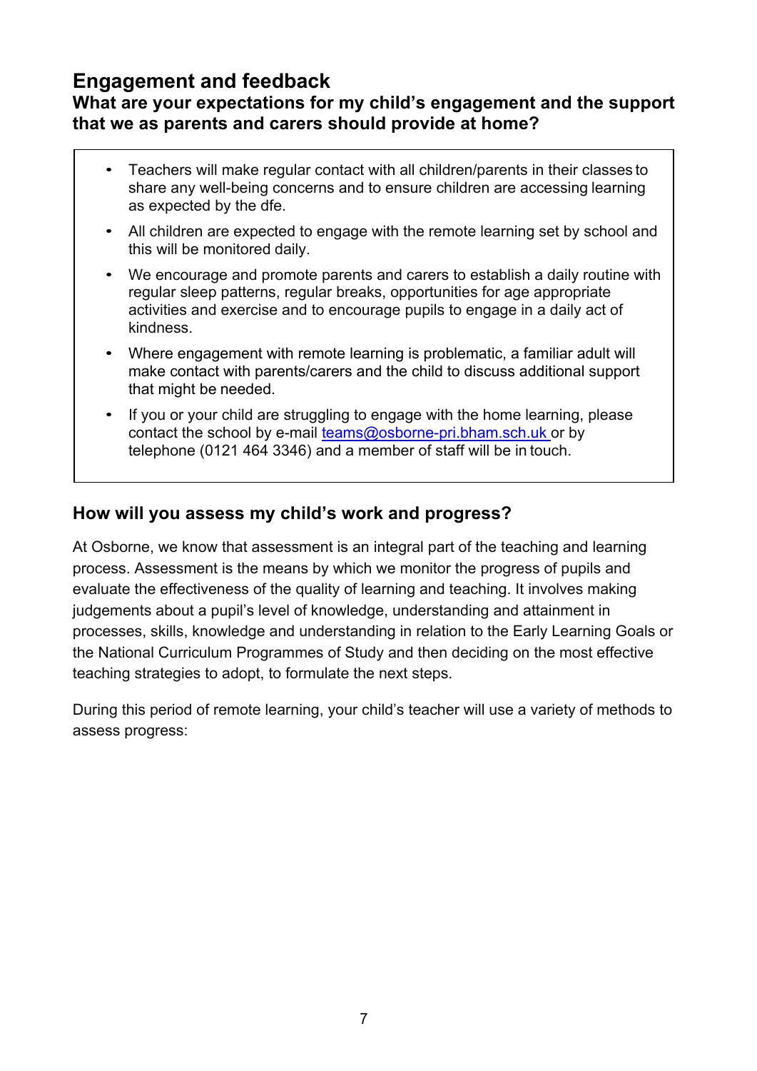## Engagement and feedback

### What are your expectations for my child's engagement and the support that we as parents and carers should provide at home?

- Teachers will make regular contact with all children/parents in their classes to share any well-being concerns and to ensure children are accessing learning as expected by the dfe.
- All children are expected to engage with the remote learning set by school and this will be monitored daily.
- We encourage and promote parents and carers to establish a daily routine with regular sleep patterns, regular breaks, opportunities for age appropriate activities and exercise and to encourage pupils to engage in a daily act of kindness.
- Where engagement with remote learning is problematic, a familiar adult will make contact with parents/carers and the child to discuss additional support that might be needed.
- If you or your child are struggling to engage with the home learning, please contact the school by e-mail teams@osborne-pri.bham.sch.uk or by telephone (0121 464 3346) and a member of staff will be in touch.

### How will you assess my child's work and progress?

At Osborne, we know that assessment is an integral part of the teaching and learning process. Assessment is the means by which we monitor the progress of pupils and evaluate the effectiveness of the quality of learning and teaching. It involves making judgements about a pupil's level of knowledge, understanding and attainment in processes, skills, knowledge and understanding in relation to the Early Learning Goals or the National Curriculum Programmes of Study and then deciding on the most effective teaching strategies to adopt, to formulate the next steps.

During this period of remote learning, your child's teacher will use a variety of methods to assess progress: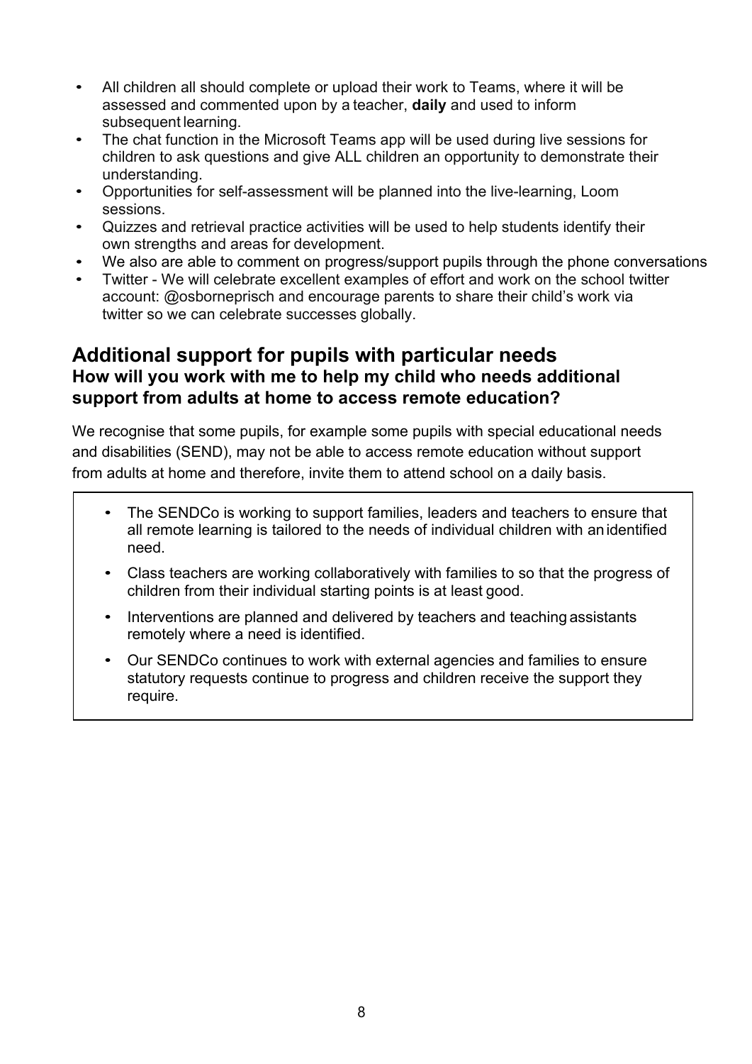- All children all should complete or upload their work to Teams, where it will be assessed and commented upon by a teacher, **daily** and used to inform subsequent learning.
- The chat function in the Microsoft Teams app will be used during live sessions for children to ask questions and give ALL children an opportunity to demonstrate their understanding.
- Opportunities for self-assessment will be planned into the live-learning, Loom sessions.
- Quizzes and retrieval practice activities will be used to help students identify their own strengths and areas for development.
- We also are able to comment on progress/support pupils through the phone conversations
- Twitter - We will celebrate excellent examples of effort and work on the school twitter account: @osborneprisch and encourage parents to share their child's work via twitter so we can celebrate successes globally.

## Additional support for pupils with particular needs

### How will you work with me to help my child who needs additional support from adults at home to access remote education?

We recognise that some pupils, for example some pupils with special educational needs and disabilities (SEND), may not be able to access remote education without support from adults at home and therefore, invite them to attend school on a daily basis.

- The SENDCo is working to support families, leaders and teachers to ensure that all remote learning is tailored to the needs of individual children with an identified need.
- Class teachers are working collaboratively with families to so that the progress of children from their individual starting points is at least good.
- Interventions are planned and delivered by teachers and teaching assistants remotely where a need is identified.
- Our SENDCo continues to work with external agencies and families to ensure statutory requests continue to progress and children receive the support they require.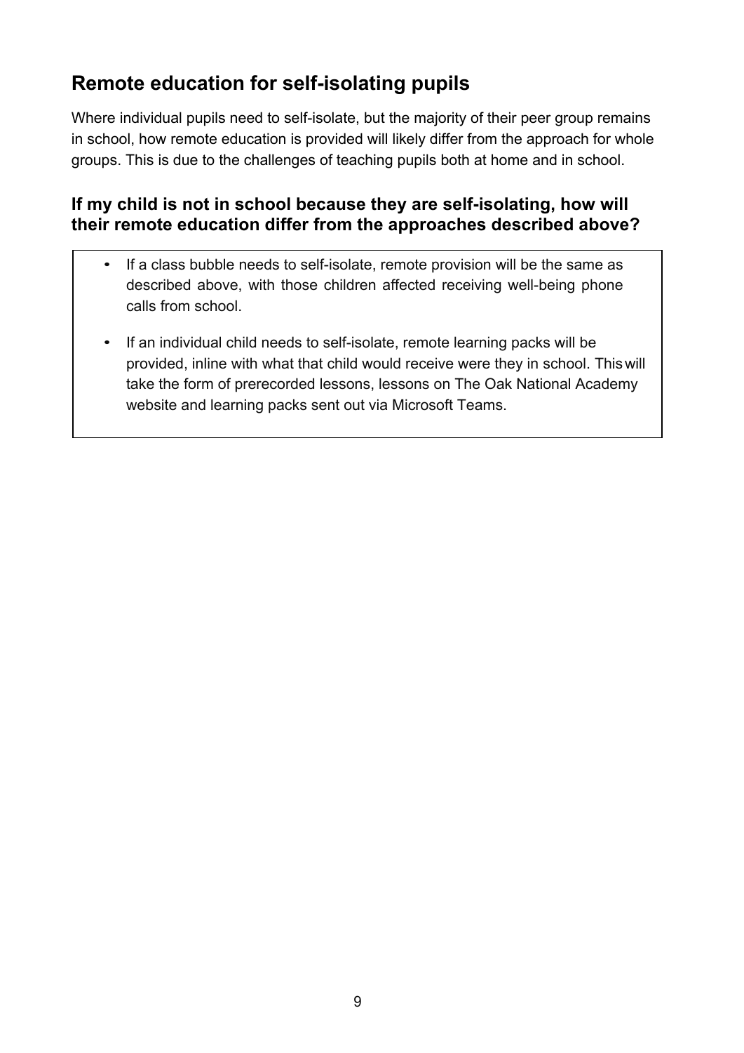## Remote education for self-isolating pupils

Where individual pupils need to self-isolate, but the majority of their peer group remains in school, how remote education is provided will likely differ from the approach for whole groups. This is due to the challenges of teaching pupils both at home and in school.

### If my child is not in school because they are self-isolating, how will their remote education differ from the approaches described above?

- If a class bubble needs to self-isolate, remote provision will be the same as described above, with those children affected receiving well-being phone calls from school.
- If an individual child needs to self-isolate, remote learning packs will be provided, inline with what that child would receive were they in school. This will take the form of prerecorded lessons, lessons on The Oak National Academy website and learning packs sent out via Microsoft Teams.